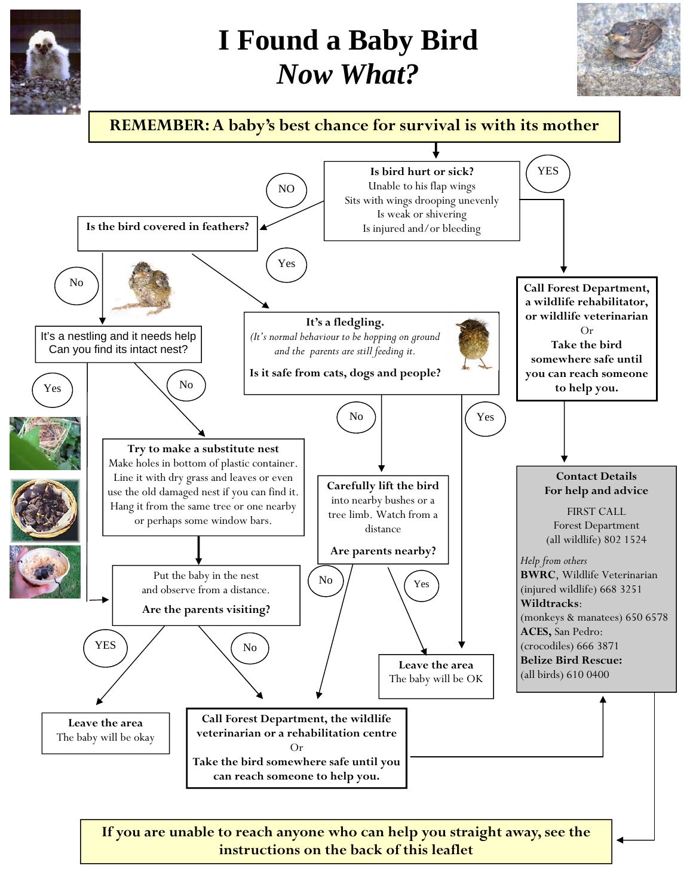# I Found a Baby Bird
# *Now What?*

**REMEMBER: A baby's best chance for survival is with its mother**

**Is bird hurt or sick?**
Unable to his flap wings
Sits with wings drooping unevenly
Is weak or shivering
Is injured and/or bleeding

YES

**Call Forest Department, a wildlife rehabilitator, or wildlife veterinarian**
Or
**Take the bird somewhere safe until you can reach someone to help you.**

NO

**Is the bird covered in feathers?**

No

It's a nestling and it needs help
Can you find its intact nest?

Yes

No

**Try to make a substitute nest**
Make holes in bottom of plastic container. Line it with dry grass and leaves or even use the old damaged nest if you can find it. Hang it from the same tree or one nearby or perhaps some window bars.

Put the baby in the nest and observe from a distance.

**Are the parents visiting?**

YES

**Leave the area**
The baby will be okay

No

Yes

**It's a fledgling.**
*(It's normal behaviour to be hopping on ground and the parents are still feeding it.*

**Is it safe from cats, dogs and people?**

No

**Carefully lift the bird** into nearby bushes or a tree limb. Watch from a distance

**Are parents nearby?**

No

**Call Forest Department, the wildlife veterinarian or a rehabilitation centre**
Or
**Take the bird somewhere safe until you can reach someone to help you.**

Yes

**Leave the area**
The baby will be OK

Yes

**Contact Details**
**For help and advice**

FIRST CALL
Forest Department
(all wildlife) 802 1524

*Help from others*
**BWRC**, Wildlife Veterinarian
(injured wildlife) 668 3251
**Wildtracks**:
(monkeys & manatees) 650 6578
**ACES,** San Pedro:
(crocodiles) 666 3871
**Belize Bird Rescue:**
(all birds) 610 0400

**If you are unable to reach anyone who can help you straight away, see the instructions on the back of this leaflet**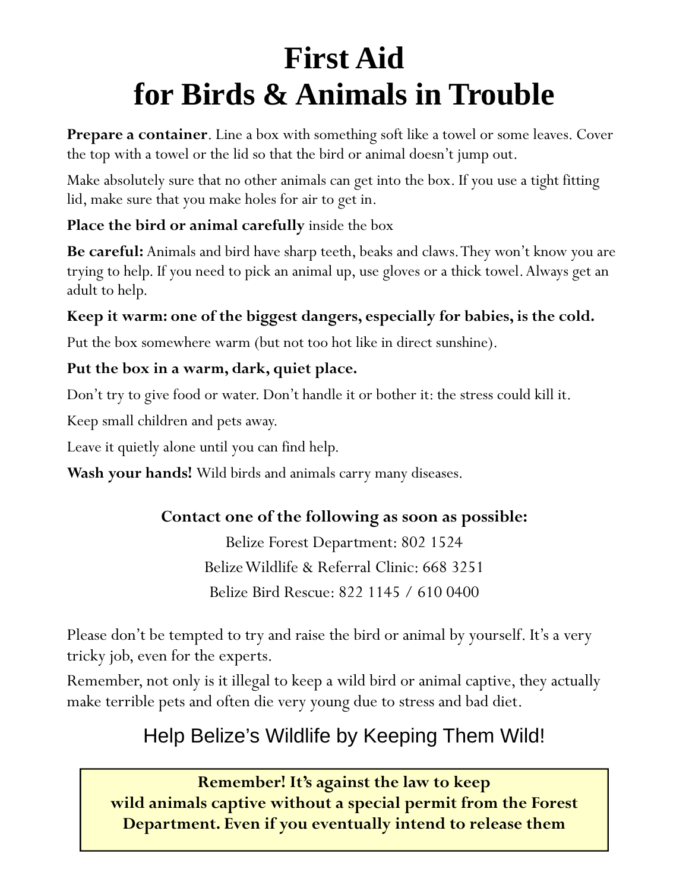# First Aid for Birds & Animals in Trouble

**Prepare a container**. Line a box with something soft like a towel or some leaves. Cover the top with a towel or the lid so that the bird or animal doesn't jump out.

Make absolutely sure that no other animals can get into the box. If you use a tight fitting lid, make sure that you make holes for air to get in.

**Place the bird or animal carefully** inside the box

**Be careful:** Animals and bird have sharp teeth, beaks and claws. They won't know you are trying to help. If you need to pick an animal up, use gloves or a thick towel. Always get an adult to help.

**Keep it warm: one of the biggest dangers, especially for babies, is the cold.**

Put the box somewhere warm (but not too hot like in direct sunshine).

**Put the box in a warm, dark, quiet place.**

Don't try to give food or water. Don't handle it or bother it: the stress could kill it.

Keep small children and pets away.

Leave it quietly alone until you can find help.

**Wash your hands!** Wild birds and animals carry many diseases.

**Contact one of the following as soon as possible:**

Belize Forest Department: 802 1524

Belize Wildlife & Referral Clinic: 668 3251

Belize Bird Rescue: 822 1145 / 610 0400

Please don't be tempted to try and raise the bird or animal by yourself. It's a very tricky job, even for the experts.

Remember, not only is it illegal to keep a wild bird or animal captive, they actually make terrible pets and often die very young due to stress and bad diet.

Help Belize's Wildlife by Keeping Them Wild!

**Remember! It's against the law to keep wild animals captive without a special permit from the Forest Department. Even if you eventually intend to release them**